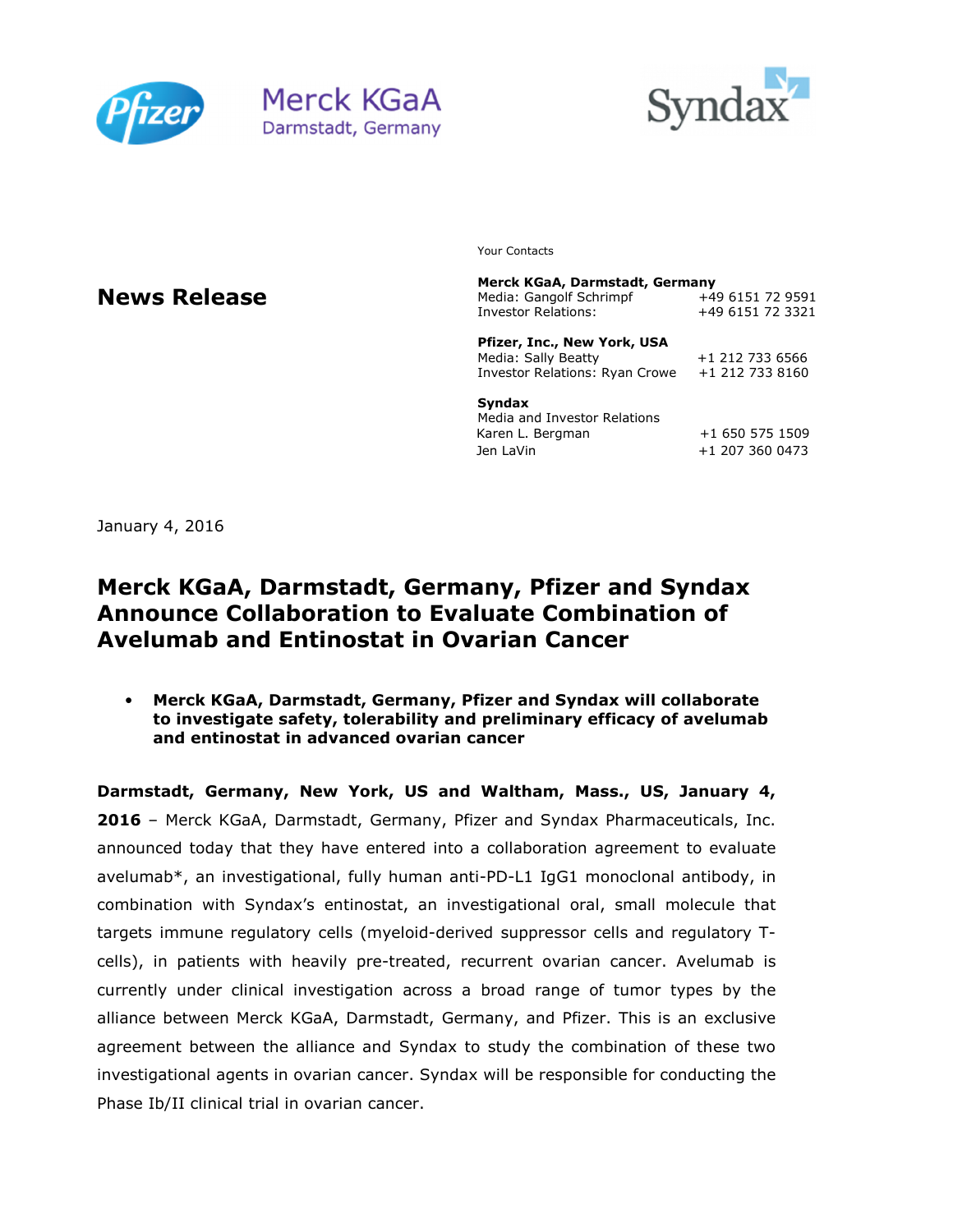Merck KGaA
Darmstadt, Germany

**News Release**

Your Contacts

| | |
|---|---|
| **Merck KGaA, Darmstadt, Germany** | |
| Media: Gangolf Schrimpf | +49 6151 72 9591 |
| Investor Relations: | +49 6151 72 3321 |
| **Pfizer, Inc., New York, USA** | |
| Media: Sally Beatty | +1 212 733 6566 |
| Investor Relations: Ryan Crowe | +1 212 733 8160 |
| **Syndax** | |
| Media and Investor Relations | |
| Karen L. Bergman | +1 650 575 1509 |
| Jen LaVin | +1 207 360 0473 |

January 4, 2016

# Merck KGaA, Darmstadt, Germany, Pfizer and Syndax Announce Collaboration to Evaluate Combination of Avelumab and Entinostat in Ovarian Cancer

- **Merck KGaA, Darmstadt, Germany, Pfizer and Syndax will collaborate to investigate safety, tolerability and preliminary efficacy of avelumab and entinostat in advanced ovarian cancer**

**Darmstadt, Germany, New York, US and Waltham, Mass., US, January 4, 2016** – Merck KGaA, Darmstadt, Germany, Pfizer and Syndax Pharmaceuticals, Inc. announced today that they have entered into a collaboration agreement to evaluate avelumab*, an investigational, fully human anti-PD-L1 IgG1 monoclonal antibody, in combination with Syndax's entinostat, an investigational oral, small molecule that targets immune regulatory cells (myeloid-derived suppressor cells and regulatory T-cells), in patients with heavily pre-treated, recurrent ovarian cancer. Avelumab is currently under clinical investigation across a broad range of tumor types by the alliance between Merck KGaA, Darmstadt, Germany, and Pfizer. This is an exclusive agreement between the alliance and Syndax to study the combination of these two investigational agents in ovarian cancer. Syndax will be responsible for conducting the Phase Ib/II clinical trial in ovarian cancer.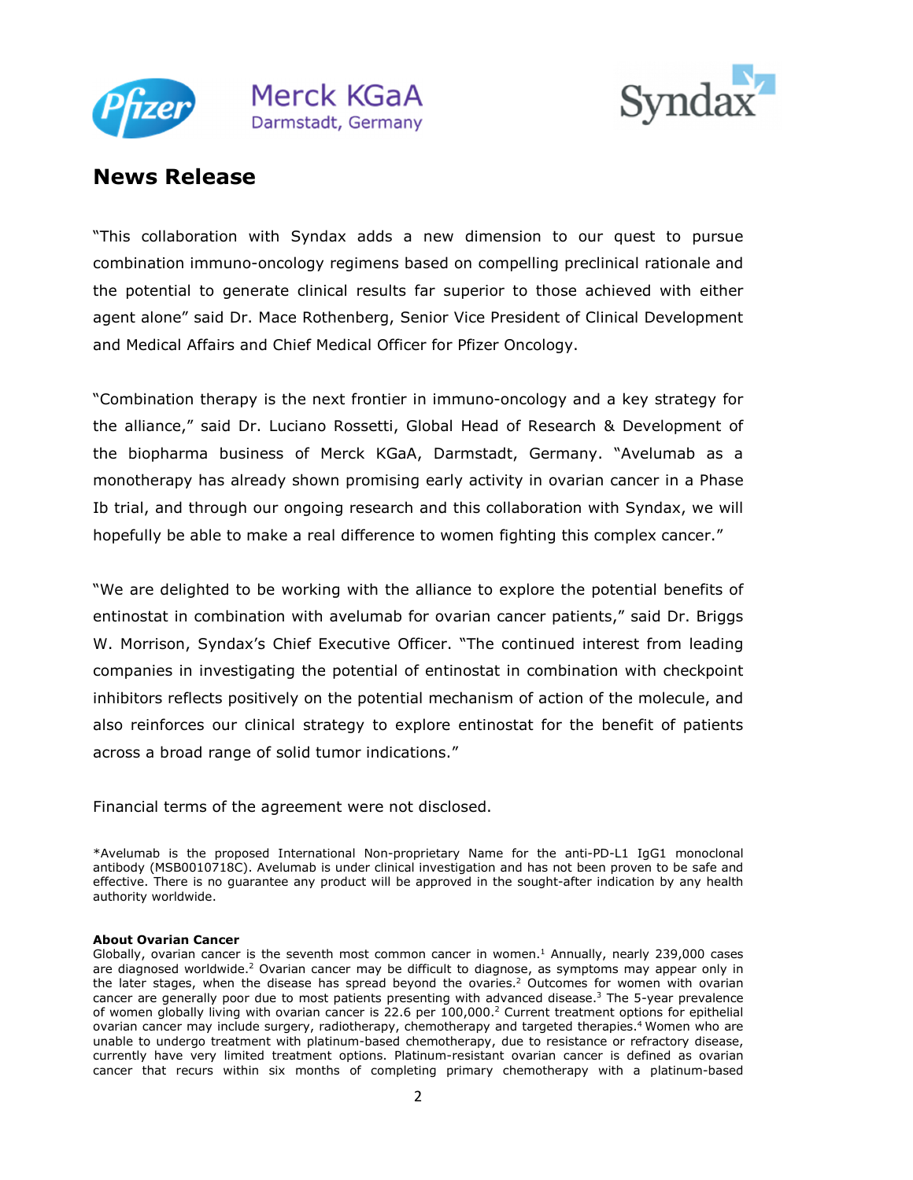## News Release

"This collaboration with Syndax adds a new dimension to our quest to pursue combination immuno-oncology regimens based on compelling preclinical rationale and the potential to generate clinical results far superior to those achieved with either agent alone" said Dr. Mace Rothenberg, Senior Vice President of Clinical Development and Medical Affairs and Chief Medical Officer for Pfizer Oncology.

"Combination therapy is the next frontier in immuno-oncology and a key strategy for the alliance," said Dr. Luciano Rossetti, Global Head of Research & Development of the biopharma business of Merck KGaA, Darmstadt, Germany. "Avelumab as a monotherapy has already shown promising early activity in ovarian cancer in a Phase Ib trial, and through our ongoing research and this collaboration with Syndax, we will hopefully be able to make a real difference to women fighting this complex cancer."

"We are delighted to be working with the alliance to explore the potential benefits of entinostat in combination with avelumab for ovarian cancer patients," said Dr. Briggs W. Morrison, Syndax's Chief Executive Officer. "The continued interest from leading companies in investigating the potential of entinostat in combination with checkpoint inhibitors reflects positively on the potential mechanism of action of the molecule, and also reinforces our clinical strategy to explore entinostat for the benefit of patients across a broad range of solid tumor indications."

Financial terms of the agreement were not disclosed.

*Avelumab is the proposed International Non-proprietary Name for the anti-PD-L1 IgG1 monoclonal antibody (MSB0010718C). Avelumab is under clinical investigation and has not been proven to be safe and effective. There is no guarantee any product will be approved in the sought-after indication by any health authority worldwide.

**About Ovarian Cancer**
Globally, ovarian cancer is the seventh most common cancer in women.[1] Annually, nearly 239,000 cases are diagnosed worldwide.[2] Ovarian cancer may be difficult to diagnose, as symptoms may appear only in the later stages, when the disease has spread beyond the ovaries.[2] Outcomes for women with ovarian cancer are generally poor due to most patients presenting with advanced disease.[3] The 5-year prevalence of women globally living with ovarian cancer is 22.6 per 100,000.[2] Current treatment options for epithelial ovarian cancer may include surgery, radiotherapy, chemotherapy and targeted therapies.[4] Women who are unable to undergo treatment with platinum-based chemotherapy, due to resistance or refractory disease, currently have very limited treatment options. Platinum-resistant ovarian cancer is defined as ovarian cancer that recurs within six months of completing primary chemotherapy with a platinum-based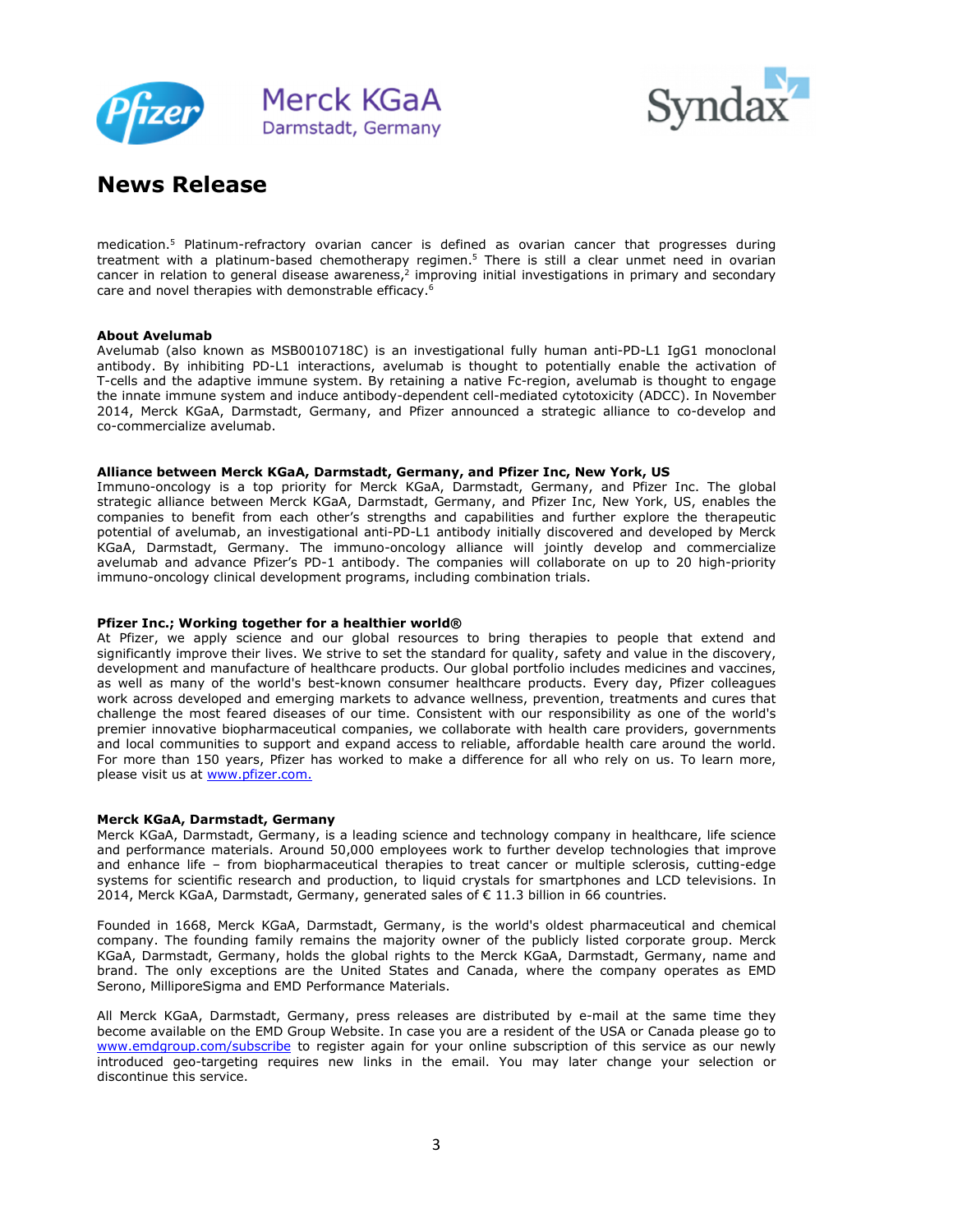medication.[5] Platinum-refractory ovarian cancer is defined as ovarian cancer that progresses during treatment with a platinum-based chemotherapy regimen.[5] There is still a clear unmet need in ovarian cancer in relation to general disease awareness,[2] improving initial investigations in primary and secondary care and novel therapies with demonstrable efficacy.[6]

**About Avelumab**
Avelumab (also known as MSB0010718C) is an investigational fully human anti-PD-L1 IgG1 monoclonal antibody. By inhibiting PD-L1 interactions, avelumab is thought to potentially enable the activation of T-cells and the adaptive immune system. By retaining a native Fc-region, avelumab is thought to engage the innate immune system and induce antibody-dependent cell-mediated cytotoxicity (ADCC). In November 2014, Merck KGaA, Darmstadt, Germany, and Pfizer announced a strategic alliance to co-develop and co-commercialize avelumab.

**Alliance between Merck KGaA, Darmstadt, Germany, and Pfizer Inc, New York, US**
Immuno-oncology is a top priority for Merck KGaA, Darmstadt, Germany, and Pfizer Inc. The global strategic alliance between Merck KGaA, Darmstadt, Germany, and Pfizer Inc, New York, US, enables the companies to benefit from each other's strengths and capabilities and further explore the therapeutic potential of avelumab, an investigational anti-PD-L1 antibody initially discovered and developed by Merck KGaA, Darmstadt, Germany. The immuno-oncology alliance will jointly develop and commercialize avelumab and advance Pfizer's PD-1 antibody. The companies will collaborate on up to 20 high-priority immuno-oncology clinical development programs, including combination trials.

**Pfizer Inc.; Working together for a healthier world®**
At Pfizer, we apply science and our global resources to bring therapies to people that extend and significantly improve their lives. We strive to set the standard for quality, safety and value in the discovery, development and manufacture of healthcare products. Our global portfolio includes medicines and vaccines, as well as many of the world's best-known consumer healthcare products. Every day, Pfizer colleagues work across developed and emerging markets to advance wellness, prevention, treatments and cures that challenge the most feared diseases of our time. Consistent with our responsibility as one of the world's premier innovative biopharmaceutical companies, we collaborate with health care providers, governments and local communities to support and expand access to reliable, affordable health care around the world. For more than 150 years, Pfizer has worked to make a difference for all who rely on us. To learn more, please visit us at www.pfizer.com.

**Merck KGaA, Darmstadt, Germany**
Merck KGaA, Darmstadt, Germany, is a leading science and technology company in healthcare, life science and performance materials. Around 50,000 employees work to further develop technologies that improve and enhance life – from biopharmaceutical therapies to treat cancer or multiple sclerosis, cutting-edge systems for scientific research and production, to liquid crystals for smartphones and LCD televisions. In 2014, Merck KGaA, Darmstadt, Germany, generated sales of € 11.3 billion in 66 countries.

Founded in 1668, Merck KGaA, Darmstadt, Germany, is the world's oldest pharmaceutical and chemical company. The founding family remains the majority owner of the publicly listed corporate group. Merck KGaA, Darmstadt, Germany, holds the global rights to the Merck KGaA, Darmstadt, Germany, name and brand. The only exceptions are the United States and Canada, where the company operates as EMD Serono, MilliporeSigma and EMD Performance Materials.

All Merck KGaA, Darmstadt, Germany, press releases are distributed by e-mail at the same time they become available on the EMD Group Website. In case you are a resident of the USA or Canada please go to www.emdgroup.com/subscribe to register again for your online subscription of this service as our newly introduced geo-targeting requires new links in the email. You may later change your selection or discontinue this service.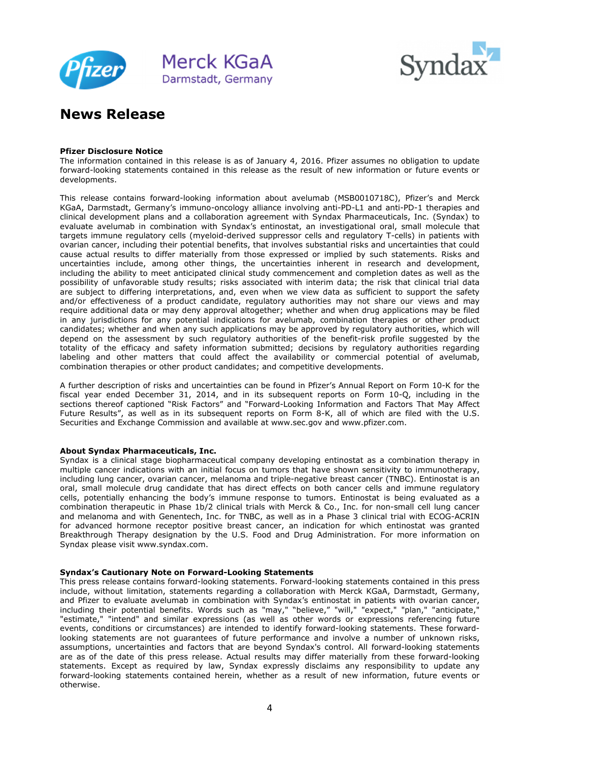# News Release

**Pfizer Disclosure Notice**
The information contained in this release is as of January 4, 2016. Pfizer assumes no obligation to update forward-looking statements contained in this release as the result of new information or future events or developments.

This release contains forward-looking information about avelumab (MSB0010718C), Pfizer's and Merck KGaA, Darmstadt, Germany's immuno-oncology alliance involving anti-PD-L1 and anti-PD-1 therapies and clinical development plans and a collaboration agreement with Syndax Pharmaceuticals, Inc. (Syndax) to evaluate avelumab in combination with Syndax's entinostat, an investigational oral, small molecule that targets immune regulatory cells (myeloid-derived suppressor cells and regulatory T-cells) in patients with ovarian cancer, including their potential benefits, that involves substantial risks and uncertainties that could cause actual results to differ materially from those expressed or implied by such statements. Risks and uncertainties include, among other things, the uncertainties inherent in research and development, including the ability to meet anticipated clinical study commencement and completion dates as well as the possibility of unfavorable study results; risks associated with interim data; the risk that clinical trial data are subject to differing interpretations, and, even when we view data as sufficient to support the safety and/or effectiveness of a product candidate, regulatory authorities may not share our views and may require additional data or may deny approval altogether; whether and when drug applications may be filed in any jurisdictions for any potential indications for avelumab, combination therapies or other product candidates; whether and when any such applications may be approved by regulatory authorities, which will depend on the assessment by such regulatory authorities of the benefit-risk profile suggested by the totality of the efficacy and safety information submitted; decisions by regulatory authorities regarding labeling and other matters that could affect the availability or commercial potential of avelumab, combination therapies or other product candidates; and competitive developments.

A further description of risks and uncertainties can be found in Pfizer's Annual Report on Form 10-K for the fiscal year ended December 31, 2014, and in its subsequent reports on Form 10-Q, including in the sections thereof captioned "Risk Factors" and "Forward-Looking Information and Factors That May Affect Future Results", as well as in its subsequent reports on Form 8-K, all of which are filed with the U.S. Securities and Exchange Commission and available at www.sec.gov and www.pfizer.com.

**About Syndax Pharmaceuticals, Inc.**
Syndax is a clinical stage biopharmaceutical company developing entinostat as a combination therapy in multiple cancer indications with an initial focus on tumors that have shown sensitivity to immunotherapy, including lung cancer, ovarian cancer, melanoma and triple-negative breast cancer (TNBC). Entinostat is an oral, small molecule drug candidate that has direct effects on both cancer cells and immune regulatory cells, potentially enhancing the body's immune response to tumors. Entinostat is being evaluated as a combination therapeutic in Phase 1b/2 clinical trials with Merck & Co., Inc. for non-small cell lung cancer and melanoma and with Genentech, Inc. for TNBC, as well as in a Phase 3 clinical trial with ECOG-ACRIN for advanced hormone receptor positive breast cancer, an indication for which entinostat was granted Breakthrough Therapy designation by the U.S. Food and Drug Administration. For more information on Syndax please visit www.syndax.com.

**Syndax's Cautionary Note on Forward-Looking Statements**
This press release contains forward-looking statements. Forward-looking statements contained in this press include, without limitation, statements regarding a collaboration with Merck KGaA, Darmstadt, Germany, and Pfizer to evaluate avelumab in combination with Syndax's entinostat in patients with ovarian cancer, including their potential benefits. Words such as "may," "believe," "will," "expect," "plan," "anticipate," "estimate," "intend" and similar expressions (as well as other words or expressions referencing future events, conditions or circumstances) are intended to identify forward-looking statements. These forward-looking statements are not guarantees of future performance and involve a number of unknown risks, assumptions, uncertainties and factors that are beyond Syndax's control. All forward-looking statements are as of the date of this press release. Actual results may differ materially from these forward-looking statements. Except as required by law, Syndax expressly disclaims any responsibility to update any forward-looking statements contained herein, whether as a result of new information, future events or otherwise.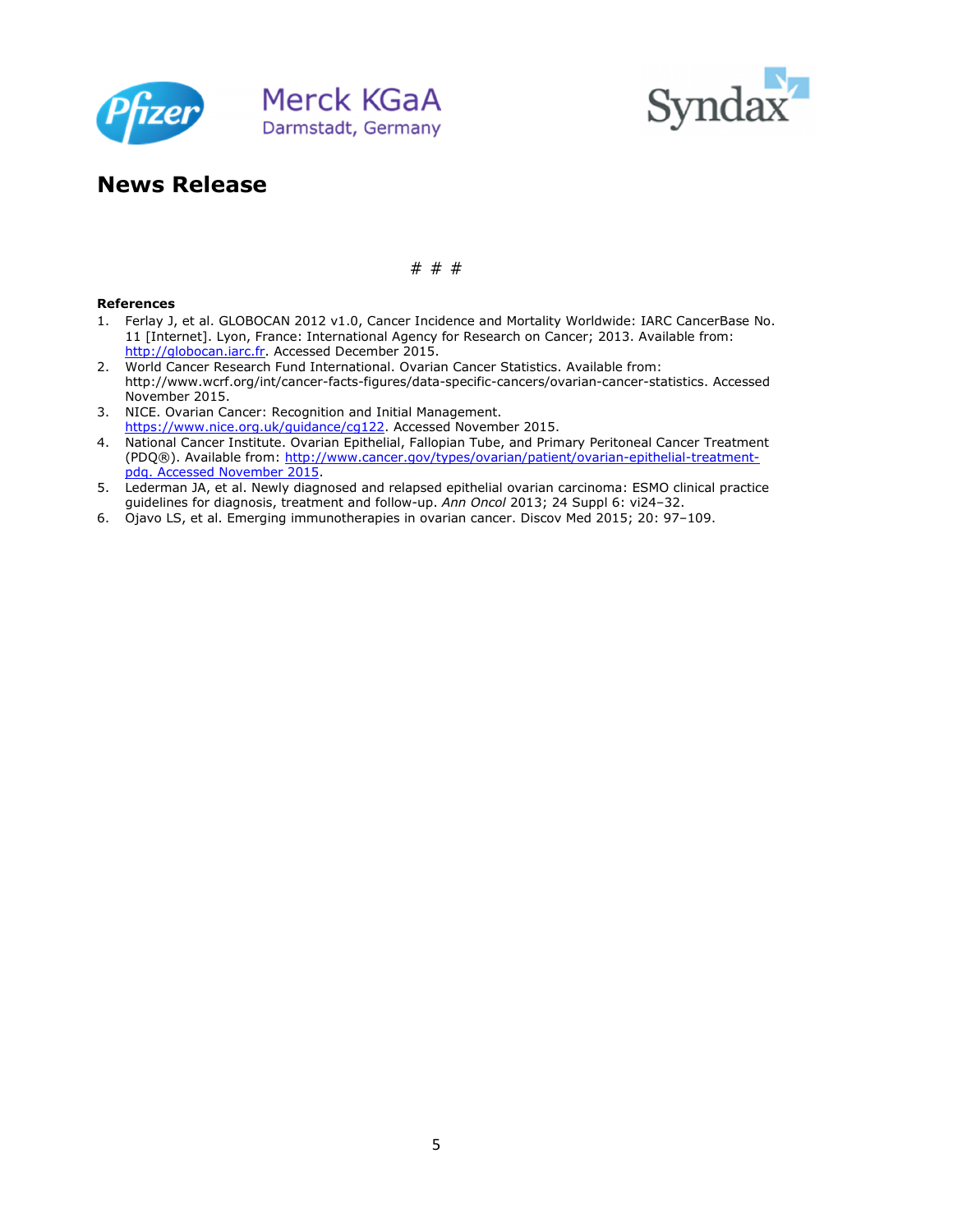# News Release

# # #

**References**

1. Ferlay J, et al. GLOBOCAN 2012 v1.0, Cancer Incidence and Mortality Worldwide: IARC CancerBase No. 11 [Internet]. Lyon, France: International Agency for Research on Cancer; 2013. Available from: http://globocan.iarc.fr. Accessed December 2015.
2. World Cancer Research Fund International. Ovarian Cancer Statistics. Available from: http://www.wcrf.org/int/cancer-facts-figures/data-specific-cancers/ovarian-cancer-statistics. Accessed November 2015.
3. NICE. Ovarian Cancer: Recognition and Initial Management. https://www.nice.org.uk/guidance/cg122. Accessed November 2015.
4. National Cancer Institute. Ovarian Epithelial, Fallopian Tube, and Primary Peritoneal Cancer Treatment (PDQ®). Available from: http://www.cancer.gov/types/ovarian/patient/ovarian-epithelial-treatment-pdq. Accessed November 2015.
5. Lederman JA, et al. Newly diagnosed and relapsed epithelial ovarian carcinoma: ESMO clinical practice guidelines for diagnosis, treatment and follow-up. *Ann Oncol* 2013; 24 Suppl 6: vi24–32.
6. Ojavo LS, et al. Emerging immunotherapies in ovarian cancer. Discov Med 2015; 20: 97–109.